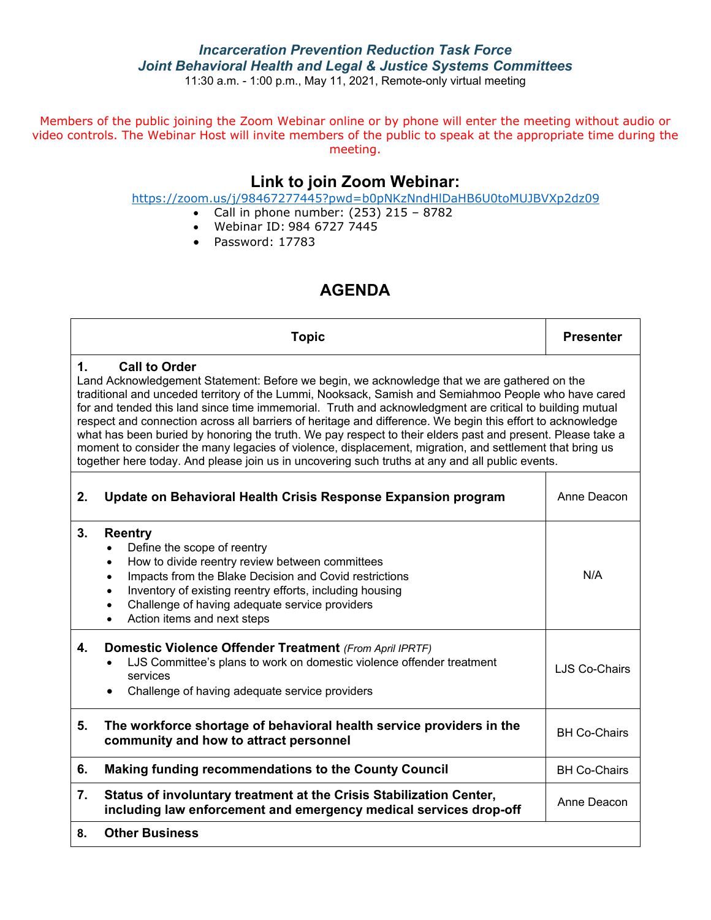***Incarceration Prevention Reduction Task Force***
***Joint Behavioral Health and Legal & Justice Systems Committees***
11:30 a.m. - 1:00 p.m., May 11, 2021, Remote-only virtual meeting

Members of the public joining the Zoom Webinar online or by phone will enter the meeting without audio or video controls. The Webinar Host will invite members of the public to speak at the appropriate time during the meeting.

## Link to join Zoom Webinar:

https://zoom.us/j/98467277445?pwd=b0pNKzNndHlDaHB6U0toMUJBVXp2dz09

- Call in phone number: (253) 215 – 8782
- Webinar ID: 984 6727 7445
- Password: 17783

# AGENDA

| Topic | Presenter |
|---|---|
| **1. Call to Order**<br>Land Acknowledgement Statement: Before we begin, we acknowledge that we are gathered on the traditional and unceded territory of the Lummi, Nooksack, Samish and Semiahmoo People who have cared for and tended this land since time immemorial. Truth and acknowledgment are critical to building mutual respect and connection across all barriers of heritage and difference. We begin this effort to acknowledge what has been buried by honoring the truth. We pay respect to their elders past and present. Please take a moment to consider the many legacies of violence, displacement, migration, and settlement that bring us together here today. And please join us in uncovering such truths at any and all public events. | |
| **2. Update on Behavioral Health Crisis Response Expansion program** | Anne Deacon |
| **3. Reentry**<br>• Define the scope of reentry<br>• How to divide reentry review between committees<br>• Impacts from the Blake Decision and Covid restrictions<br>• Inventory of existing reentry efforts, including housing<br>• Challenge of having adequate service providers<br>• Action items and next steps | N/A |
| **4. Domestic Violence Offender Treatment** *(From April IPRTF)*<br>• LJS Committee's plans to work on domestic violence offender treatment services<br>• Challenge of having adequate service providers | LJS Co-Chairs |
| **5. The workforce shortage of behavioral health service providers in the community and how to attract personnel** | BH Co-Chairs |
| **6. Making funding recommendations to the County Council** | BH Co-Chairs |
| **7. Status of involuntary treatment at the Crisis Stabilization Center, including law enforcement and emergency medical services drop-off** | Anne Deacon |
| **8. Other Business** | |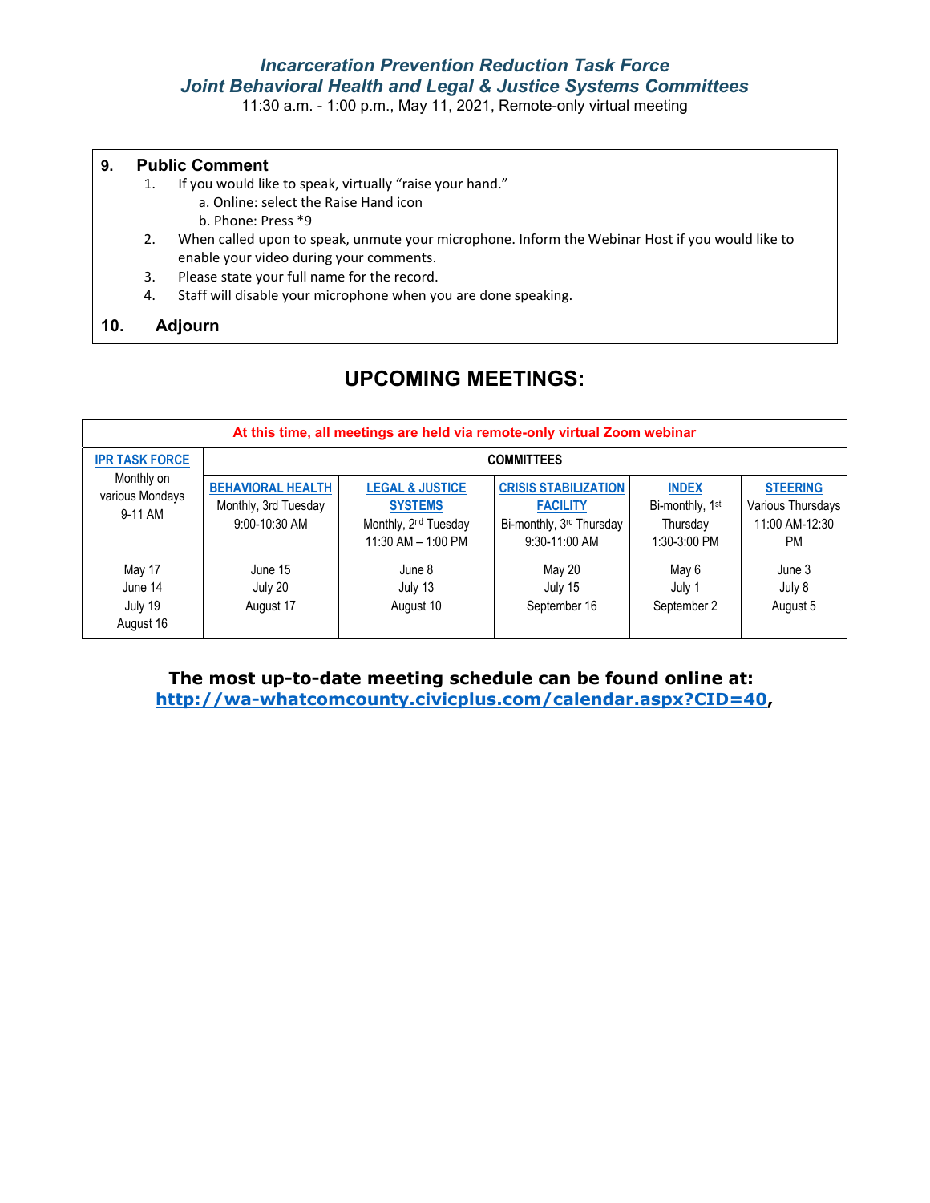*Incarceration Prevention Reduction Task Force*
*Joint Behavioral Health and Legal & Justice Systems Committees*
11:30 a.m. - 1:00 p.m., May 11, 2021, Remote-only virtual meeting

**9. Public Comment**

1. If you would like to speak, virtually "raise your hand."
   a. Online: select the Raise Hand icon
   b. Phone: Press *9
2. When called upon to speak, unmute your microphone. Inform the Webinar Host if you would like to enable your video during your comments.
3. Please state your full name for the record.
4. Staff will disable your microphone when you are done speaking.

**10. Adjourn**

## UPCOMING MEETINGS:

| At this time, all meetings are held via remote-only virtual Zoom webinar | | | | | |
|---|---|---|---|---|---|
| **IPR TASK FORCE** Monthly on various Mondays 9-11 AM | **COMMITTEES** | | | | |
| | **BEHAVIORAL HEALTH** Monthly, 3rd Tuesday 9:00-10:30 AM | **LEGAL & JUSTICE SYSTEMS** Monthly, 2nd Tuesday 11:30 AM – 1:00 PM | **CRISIS STABILIZATION FACILITY** Bi-monthly, 3rd Thursday 9:30-11:00 AM | **INDEX** Bi-monthly, 1st Thursday 1:30-3:00 PM | **STEERING** Various Thursdays 11:00 AM-12:30 PM |
| May 17<br>June 14<br>July 19<br>August 16 | June 15<br>July 20<br>August 17 | June 8<br>July 13<br>August 10 | May 20<br>July 15<br>September 16 | May 6<br>July 1<br>September 2 | June 3<br>July 8<br>August 5 |

**The most up-to-date meeting schedule can be found online at: [http://wa-whatcomcounty.civicplus.com/calendar.aspx?CID=40](http://wa-whatcomcounty.civicplus.com/calendar.aspx?CID=40),**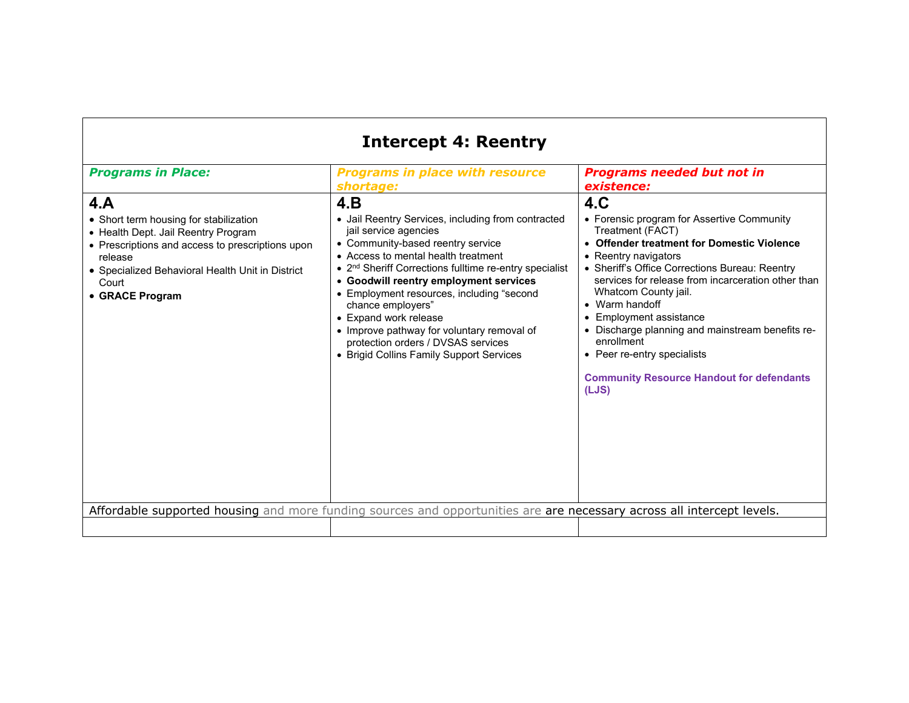## Intercept 4: Reentry

| *Programs in Place:* | *Programs in place with resource shortage:* | *Programs needed but not in existence:* |
|---|---|---|
| **4.A**<br>• Short term housing for stabilization<br>• Health Dept. Jail Reentry Program<br>• Prescriptions and access to prescriptions upon release<br>• Specialized Behavioral Health Unit in District Court<br>• **GRACE Program** | **4.B**<br>• Jail Reentry Services, including from contracted jail service agencies<br>• Community-based reentry service<br>• Access to mental health treatment<br>• 2nd Sheriff Corrections fulltime re-entry specialist<br>• **Goodwill reentry employment services**<br>• Employment resources, including "second chance employers"<br>• Expand work release<br>• Improve pathway for voluntary removal of protection orders / DVSAS services<br>• Brigid Collins Family Support Services | **4.C**<br>• Forensic program for Assertive Community Treatment (FACT)<br>• **Offender treatment for Domestic Violence**<br>• Reentry navigators<br>• Sheriff's Office Corrections Bureau: Reentry services for release from incarceration other than Whatcom County jail.<br>• Warm handoff<br>• Employment assistance<br>• Discharge planning and mainstream benefits re-enrollment<br>• Peer re-entry specialists<br><br>**Community Resource Handout for defendants (LJS)** |
| Affordable supported housing and more funding sources and opportunities are are necessary across all intercept levels. | | |
| | | |